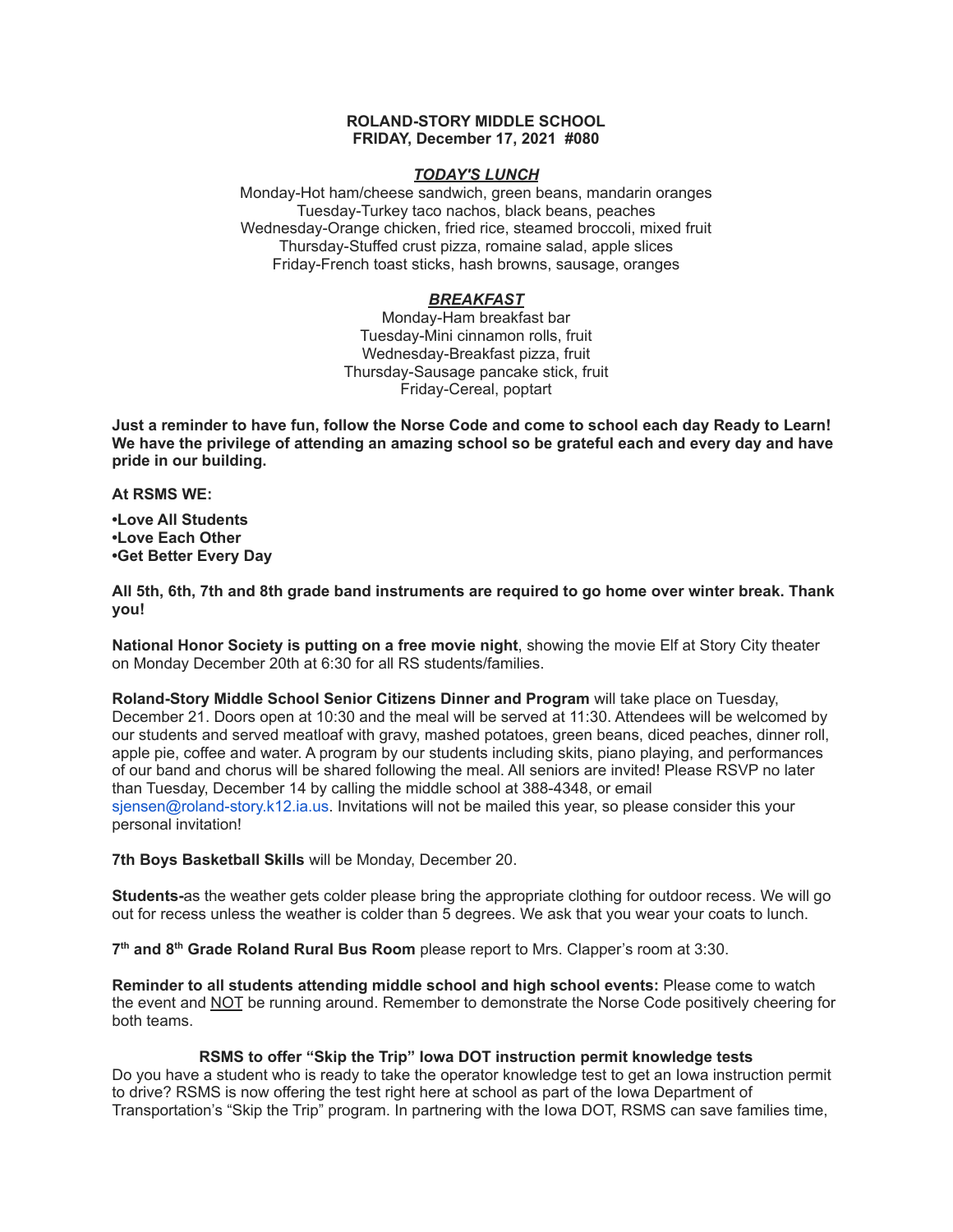**ROLAND-STORY MIDDLE SCHOOL**
**FRIDAY, December 17, 2021 #080**

***TODAY'S LUNCH***

Monday-Hot ham/cheese sandwich, green beans, mandarin oranges
Tuesday-Turkey taco nachos, black beans, peaches
Wednesday-Orange chicken, fried rice, steamed broccoli, mixed fruit
Thursday-Stuffed crust pizza, romaine salad, apple slices
Friday-French toast sticks, hash browns, sausage, oranges

***BREAKFAST***

Monday-Ham breakfast bar
Tuesday-Mini cinnamon rolls, fruit
Wednesday-Breakfast pizza, fruit
Thursday-Sausage pancake stick, fruit
Friday-Cereal, poptart

**Just a reminder to have fun, follow the Norse Code and come to school each day Ready to Learn! We have the privilege of attending an amazing school so be grateful each and every day and have pride in our building.**

**At RSMS WE:**

**•Love All Students**
**•Love Each Other**
**•Get Better Every Day**

**All 5th, 6th, 7th and 8th grade band instruments are required to go home over winter break. Thank you!**

**National Honor Society is putting on a free movie night**, showing the movie Elf at Story City theater on Monday December 20th at 6:30 for all RS students/families.

**Roland-Story Middle School Senior Citizens Dinner and Program** will take place on Tuesday, December 21. Doors open at 10:30 and the meal will be served at 11:30. Attendees will be welcomed by our students and served meatloaf with gravy, mashed potatoes, green beans, diced peaches, dinner roll, apple pie, coffee and water. A program by our students including skits, piano playing, and performances of our band and chorus will be shared following the meal. All seniors are invited! Please RSVP no later than Tuesday, December 14 by calling the middle school at 388-4348, or email sjensen@roland-story.k12.ia.us. Invitations will not be mailed this year, so please consider this your personal invitation!

**7th Boys Basketball Skills** will be Monday, December 20.

**Students-**as the weather gets colder please bring the appropriate clothing for outdoor recess. We will go out for recess unless the weather is colder than 5 degrees. We ask that you wear your coats to lunch.

**7th and 8th Grade Roland Rural Bus Room** please report to Mrs. Clapper's room at 3:30.

**Reminder to all students attending middle school and high school events:** Please come to watch the event and NOT be running around. Remember to demonstrate the Norse Code positively cheering for both teams.

**RSMS to offer "Skip the Trip" Iowa DOT instruction permit knowledge tests**

Do you have a student who is ready to take the operator knowledge test to get an Iowa instruction permit to drive? RSMS is now offering the test right here at school as part of the Iowa Department of Transportation's "Skip the Trip" program. In partnering with the Iowa DOT, RSMS can save families time,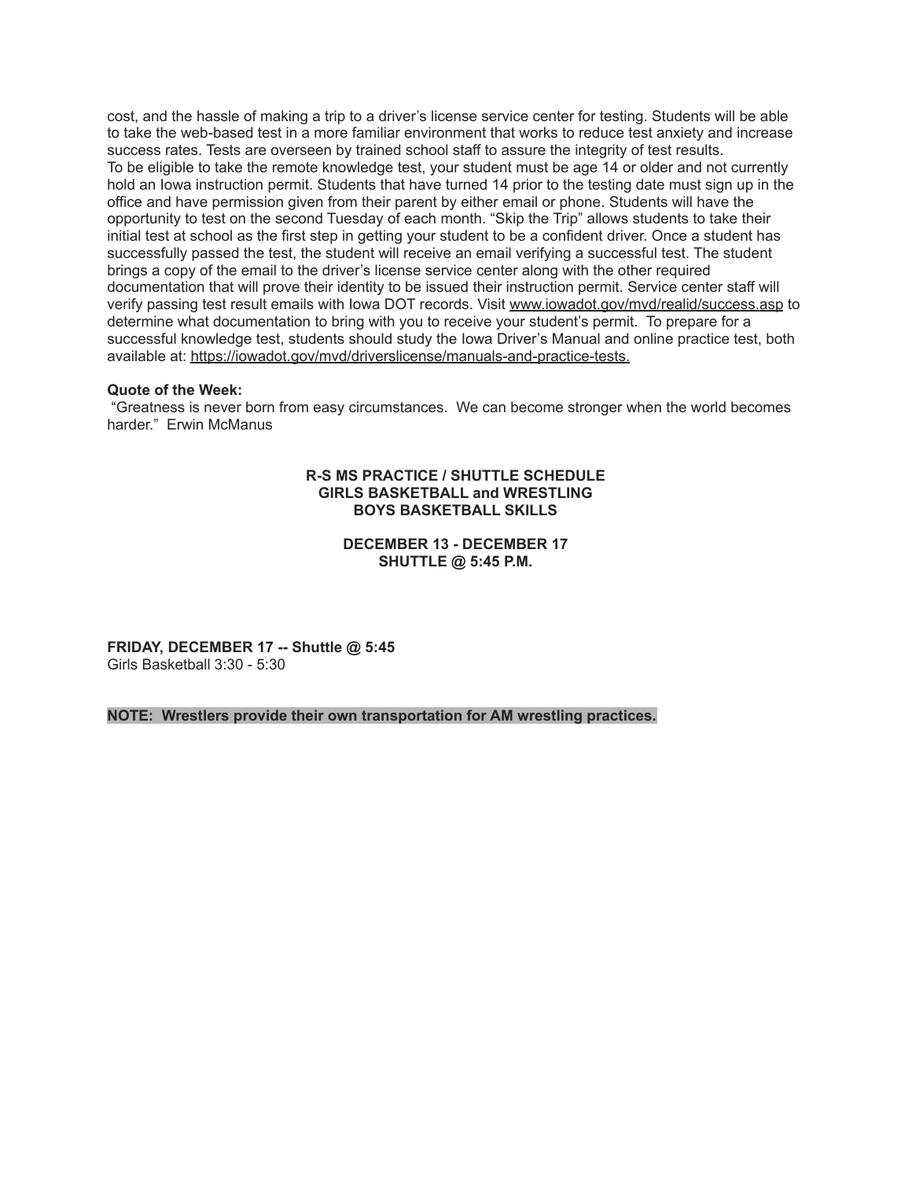cost, and the hassle of making a trip to a driver's license service center for testing. Students will be able to take the web-based test in a more familiar environment that works to reduce test anxiety and increase success rates. Tests are overseen by trained school staff to assure the integrity of test results.
To be eligible to take the remote knowledge test, your student must be age 14 or older and not currently hold an Iowa instruction permit. Students that have turned 14 prior to the testing date must sign up in the office and have permission given from their parent by either email or phone. Students will have the opportunity to test on the second Tuesday of each month. "Skip the Trip" allows students to take their initial test at school as the first step in getting your student to be a confident driver. Once a student has successfully passed the test, the student will receive an email verifying a successful test. The student brings a copy of the email to the driver's license service center along with the other required documentation that will prove their identity to be issued their instruction permit. Service center staff will verify passing test result emails with Iowa DOT records. Visit www.iowadot.gov/mvd/realid/success.asp to determine what documentation to bring with you to receive your student's permit. To prepare for a successful knowledge test, students should study the Iowa Driver's Manual and online practice test, both available at: https://iowadot.gov/mvd/driverslicense/manuals-and-practice-tests.

**Quote of the Week:**
"Greatness is never born from easy circumstances. We can become stronger when the world becomes harder." Erwin McManus

**R-S MS PRACTICE / SHUTTLE SCHEDULE**
**GIRLS BASKETBALL and WRESTLING**
**BOYS BASKETBALL SKILLS**

**DECEMBER 13 - DECEMBER 17**
**SHUTTLE @ 5:45 P.M.**

**FRIDAY, DECEMBER 17 -- Shuttle @ 5:45**
Girls Basketball 3:30 - 5:30

**NOTE: Wrestlers provide their own transportation for AM wrestling practices.**